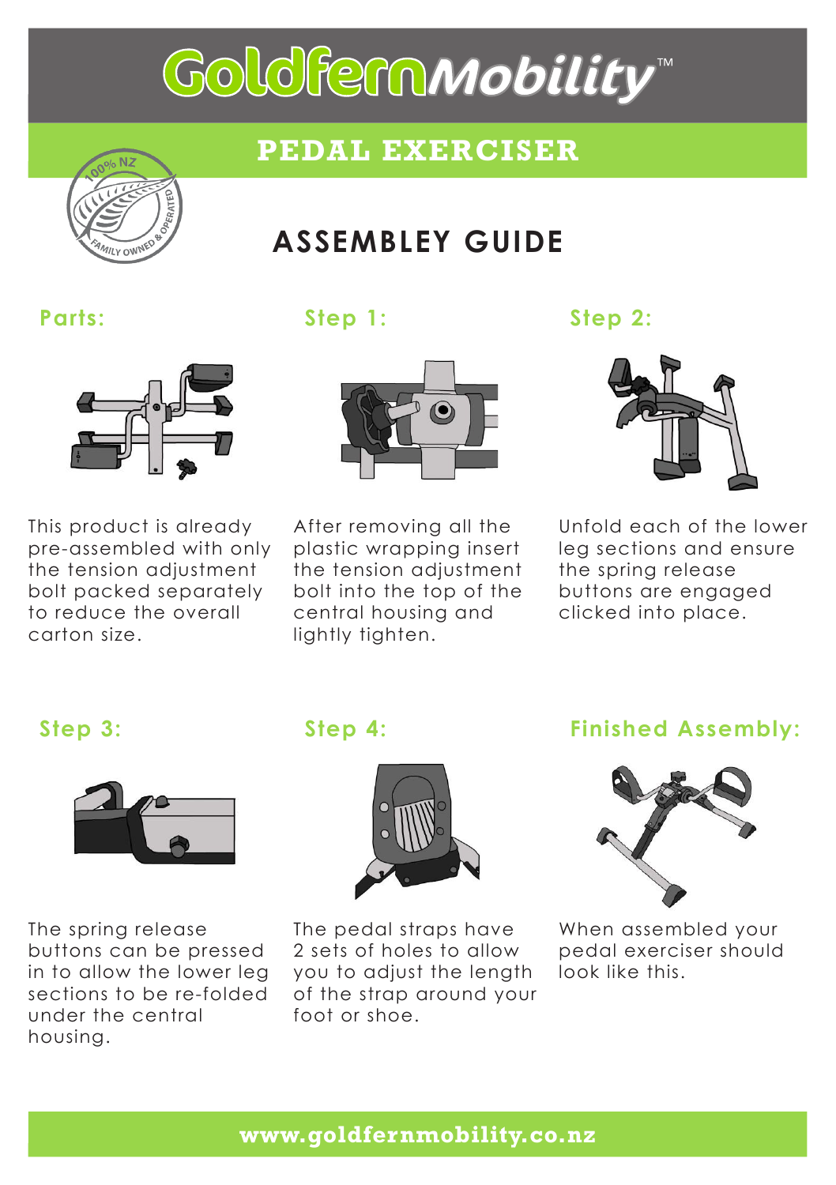# GoldfernMobility™

## PEDAL EXERCISER

100% NZ FAMILY OWNED & OPERATED

## ASSEMBLEY GUIDE

### Parts:

This product is already pre-assembled with only the tension adjustment bolt packed separately to reduce the overall carton size.

### Step 1:

After removing all the plastic wrapping insert the tension adjustment bolt into the top of the central housing and lightly tighten.

### Step 2:

Unfold each of the lower leg sections and ensure the spring release buttons are engaged clicked into place.

### Step 3:

The spring release buttons can be pressed in to allow the lower leg sections to be re-folded under the central housing.

### Step 4:

The pedal straps have 2 sets of holes to allow you to adjust the length of the strap around your foot or shoe.

### Finished Assembly:

When assembled your pedal exerciser should look like this.

www.goldfernmobility.co.nz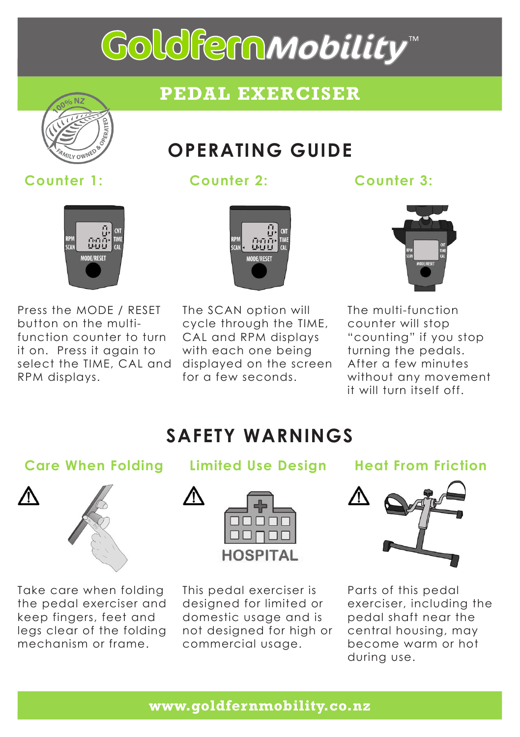# GoldfernMobility™

## PEDAL EXERCISER

## OPERATING GUIDE

### Counter 1:

Press the MODE / RESET button on the multi-function counter to turn it on. Press it again to select the TIME, CAL and RPM displays.

### Counter 2:

The SCAN option will cycle through the TIME, CAL and RPM displays with each one being displayed on the screen for a few seconds.

### Counter 3:

The multi-function counter will stop "counting" if you stop turning the pedals. After a few minutes without any movement it will turn itself off.

## SAFETY WARNINGS

### Care When Folding

⚠ Take care when folding the pedal exerciser and keep fingers, feet and legs clear of the folding mechanism or frame.

### Limited Use Design

⚠ This pedal exerciser is designed for limited or domestic usage and is not designed for high or commercial usage.

### Heat From Friction

⚠ Parts of this pedal exerciser, including the pedal shaft near the central housing, may become warm or hot during use.

www.goldfernmobility.co.nz